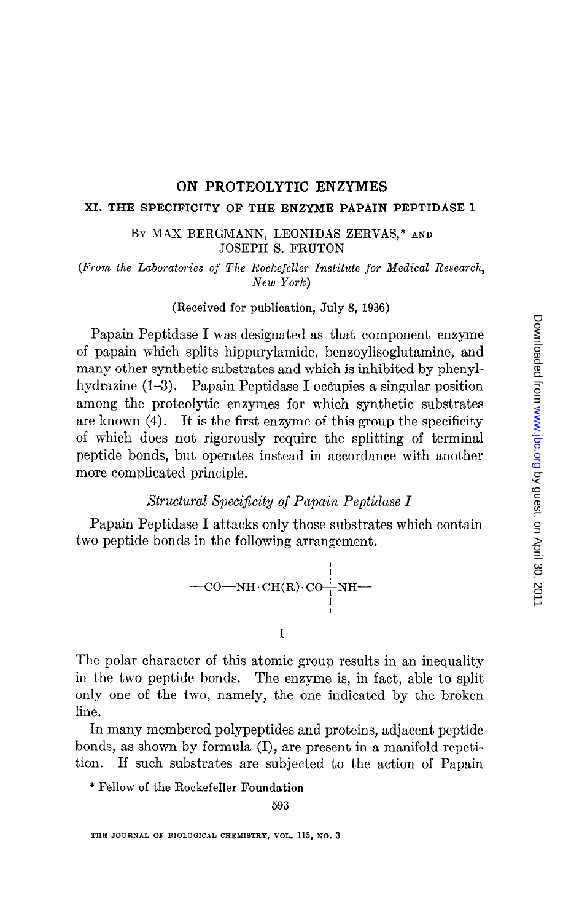# ON PROTEOLYTIC ENZYMES

## XI. THE SPECIFICITY OF THE ENZYME PAPAIN PEPTIDASE I

BY MAX BERGMANN, LEONIDAS ZERVAS,* AND JOSEPH S. FRUTON

(*From the Laboratories of The Rockefeller Institute for Medical Research, New York*)

(Received for publication, July 8, 1936)

Papain Peptidase I was designated as that component enzyme of papain which splits hippurylamide, benzoylisoglutamine, and many other synthetic substrates and which is inhibited by phenylhydrazine (1–3). Papain Peptidase I occupies a singular position among the proteolytic enzymes for which synthetic substrates are known (4). It is the first enzyme of this group the specificity of which does not rigorously require the splitting of terminal peptide bonds, but operates instead in accordance with another more complicated principle.

### *Structural Specificity of Papain Peptidase I*

Papain Peptidase I attacks only those substrates which contain two peptide bonds in the following arrangement.

$$—CO—NH\cdot CH(R)\cdot CO \vdots NH—$$

I

The polar character of this atomic group results in an inequality in the two peptide bonds. The enzyme is, in fact, able to split only one of the two, namely, the one indicated by the broken line.

In many membered polypeptides and proteins, adjacent peptide bonds, as shown by formula (I), are present in a manifold repetition. If such substrates are subjected to the action of Papain

\* Fellow of the Rockefeller Foundation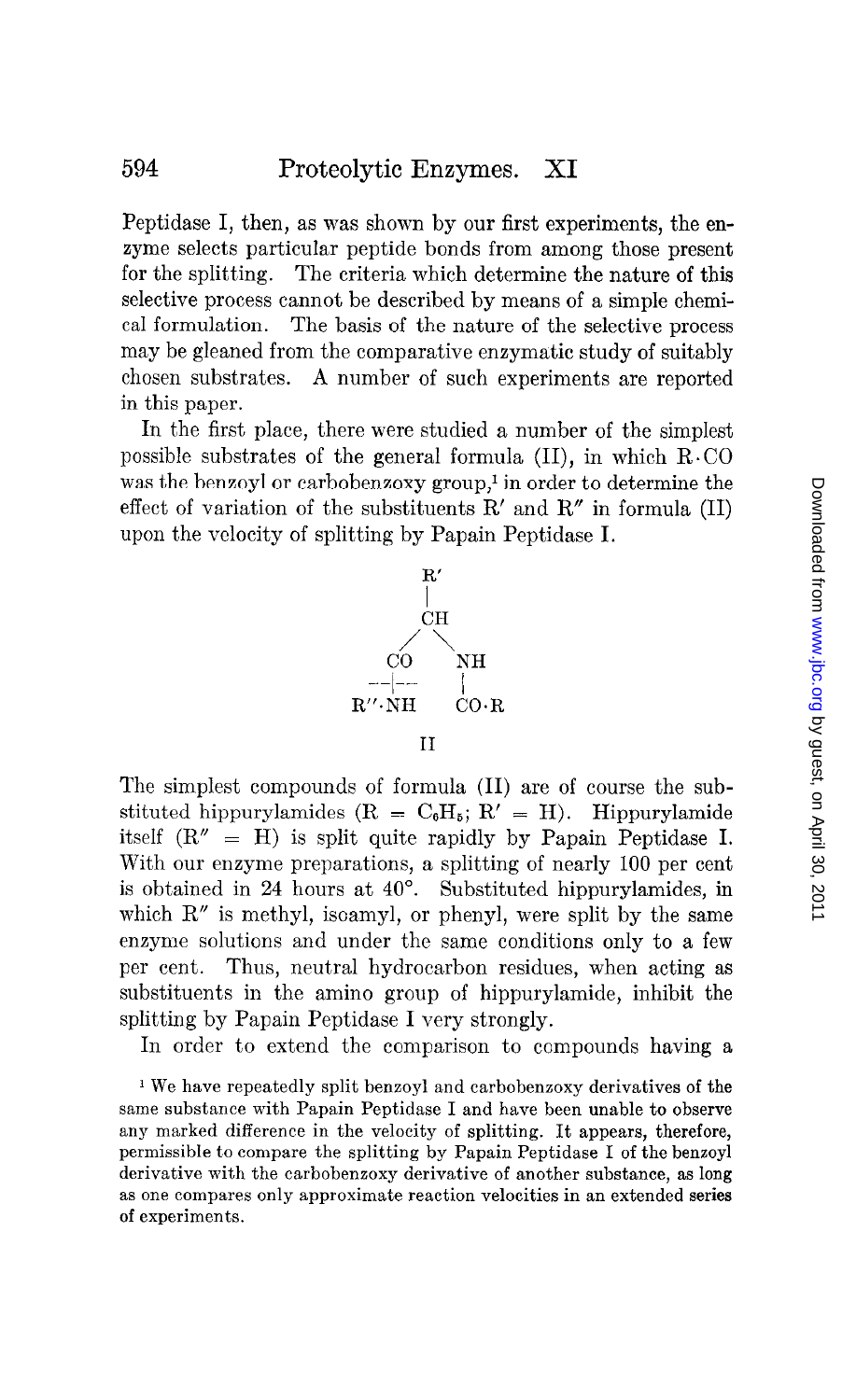Peptidase I, then, as was shown by our first experiments, the enzyme selects particular peptide bonds from among those present for the splitting. The criteria which determine the nature of this selective process cannot be described by means of a simple chemical formulation. The basis of the nature of the selective process may be gleaned from the comparative enzymatic study of suitably chosen substrates. A number of such experiments are reported in this paper.

In the first place, there were studied a number of the simplest possible substrates of the general formula (II), in which R·CO was the benzoyl or carbobenzoxy group,[1] in order to determine the effect of variation of the substituents R′ and R″ in formula (II) upon the velocity of splitting by Papain Peptidase I.

```
            R'
            |
            CH
           /  \
         CO    NH
        --|--   |
       R''·NH  CO·R

            II
```

The simplest compounds of formula (II) are of course the substituted hippurylamides (R = $C_6H_5$; R′ = H). Hippurylamide itself (R″ = H) is split quite rapidly by Papain Peptidase I. With our enzyme preparations, a splitting of nearly 100 per cent is obtained in 24 hours at 40°. Substituted hippurylamides, in which R″ is methyl, isoamyl, or phenyl, were split by the same enzyme solutions and under the same conditions only to a few per cent. Thus, neutral hydrocarbon residues, when acting as substituents in the amino group of hippurylamide, inhibit the splitting by Papain Peptidase I very strongly.

In order to extend the comparison to compounds having a

[1] We have repeatedly split benzoyl and carbobenzoxy derivatives of the same substance with Papain Peptidase I and have been unable to observe any marked difference in the velocity of splitting. It appears, therefore, permissible to compare the splitting by Papain Peptidase I of the benzoyl derivative with the carbobenzoxy derivative of another substance, as long as one compares only approximate reaction velocities in an extended series of experiments.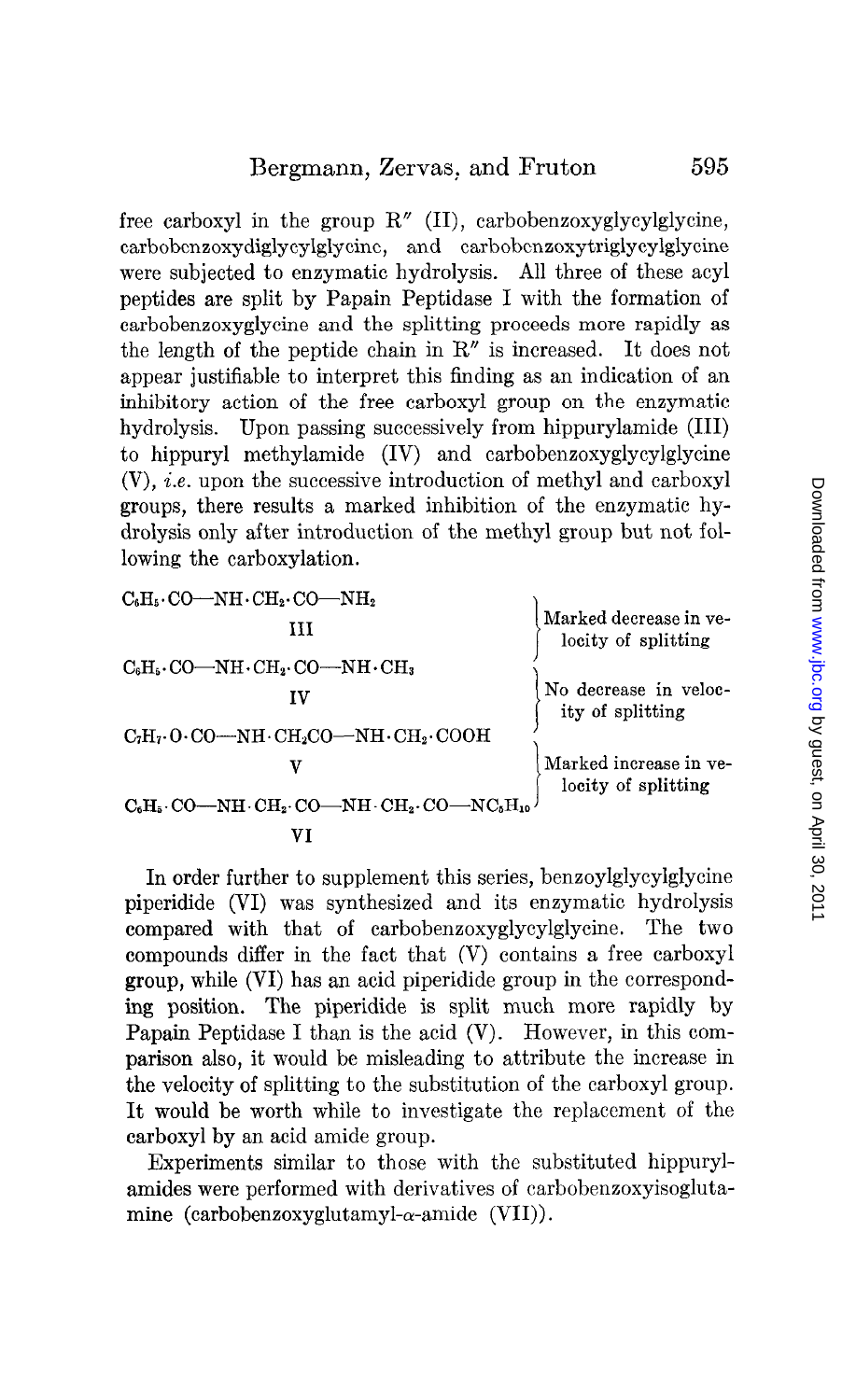free carboxyl in the group R″ (II), carbobenzoxyglycylglycine, carbobenzoxydiglycylglycine, and carbobenzoxytriglycylglycine were subjected to enzymatic hydrolysis. All three of these acyl peptides are split by Papain Peptidase I with the formation of carbobenzoxyglycine and the splitting proceeds more rapidly as the length of the peptide chain in R″ is increased. It does not appear justifiable to interpret this finding as an indication of an inhibitory action of the free carboxyl group on the enzymatic hydrolysis. Upon passing successively from hippurylamide (III) to hippuryl methylamide (IV) and carbobenzoxyglycylglycine (V), *i.e.* upon the successive introduction of methyl and carboxyl groups, there results a marked inhibition of the enzymatic hydrolysis only after introduction of the methyl group but not following the carboxylation.

$C_6H_5 \cdot CO—NH \cdot CH_2 \cdot CO—NH_2$
III

} Marked decrease in velocity of splitting

$C_6H_5 \cdot CO—NH \cdot CH_2 \cdot CO—NH \cdot CH_3$
IV

} No decrease in velocity of splitting

$C_7H_7 \cdot O \cdot CO—NH \cdot CH_2CO—NH \cdot CH_2 \cdot COOH$
V

} Marked increase in velocity of splitting

$C_6H_5 \cdot CO—NH \cdot CH_2 \cdot CO—NH \cdot CH_2 \cdot CO—NC_5H_{10}$
VI

In order further to supplement this series, benzoylglycylglycine piperidide (VI) was synthesized and its enzymatic hydrolysis compared with that of carbobenzoxyglycylglycine. The two compounds differ in the fact that (V) contains a free carboxyl group, while (VI) has an acid piperidide group in the corresponding position. The piperidide is split much more rapidly by Papain Peptidase I than is the acid (V). However, in this comparison also, it would be misleading to attribute the increase in the velocity of splitting to the substitution of the carboxyl group. It would be worth while to investigate the replacement of the carboxyl by an acid amide group.

Experiments similar to those with the substituted hippurylamides were performed with derivatives of carbobenzoxyisoglutamine (carbobenzoxyglutamyl-α-amide (VII)).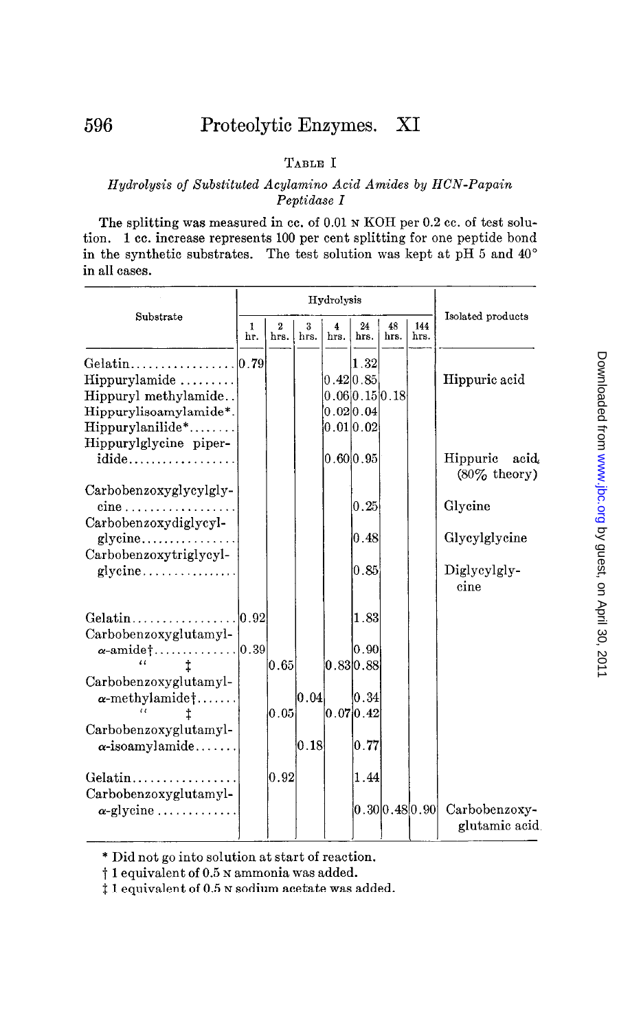TABLE I

*Hydrolysis of Substituted Acylamino Acid Amides by HCN-Papain Peptidase I*

The splitting was measured in cc. of 0.01 N KOH per 0.2 cc. of test solution. 1 cc. increase represents 100 per cent splitting for one peptide bond in the synthetic substrates. The test solution was kept at pH 5 and 40° in all cases.

| Substrate | Hydrolysis | | | | | | | Isolated products |
|---|---|---|---|---|---|---|---|---|
| | 1 hr. | 2 hrs. | 3 hrs. | 4 hrs. | 24 hrs. | 48 hrs. | 144 hrs. | |
| Gelatin | 0.79 | | | | 1.32 | | | |
| Hippurylamide | | | | 0.42 | 0.85 | | | Hippuric acid |
| Hippuryl methylamide | | | | 0.06 | 0.15 | 0.18 | | |
| Hippurylisoamylamide* | | | | 0.02 | 0.04 | | | |
| Hippurylanilide* | | | | 0.01 | 0.02 | | | |
| Hippurylglycine piperidide | | | | 0.60 | 0.95 | | | Hippuric acid (80% theory) |
| Carbobenzoxyglycylglycine | | | | | 0.25 | | | Glycine |
| Carbobenzoxydiglycylglycine | | | | | 0.48 | | | Glycylglycine |
| Carbobenzoxytriglycylglycine | | | | | 0.85 | | | Diglycylglycine |
| Gelatin | 0.92 | | | | 1.83 | | | |
| Carbobenzoxyglutamyl-α-amide† | 0.39 | | | | 0.90 | | | |
| " ‡ | | 0.65 | | 0.83 | 0.88 | | | |
| Carbobenzoxyglutamyl-α-methylamide† | | | 0.04 | | 0.34 | | | |
| " ‡ | | 0.05 | | 0.07 | 0.42 | | | |
| Carbobenzoxyglutamyl-α-isoamylamide | | | 0.18 | | 0.77 | | | |
| Gelatin | | 0.92 | | | 1.44 | | | |
| Carbobenzoxyglutamyl-α-glycine | | | | | 0.30 | 0.48 | 0.90 | Carbobenzoxyglutamic acid |

\* Did not go into solution at start of reaction.

† 1 equivalent of 0.5 N ammonia was added.

‡ 1 equivalent of 0.5 N sodium acetate was added.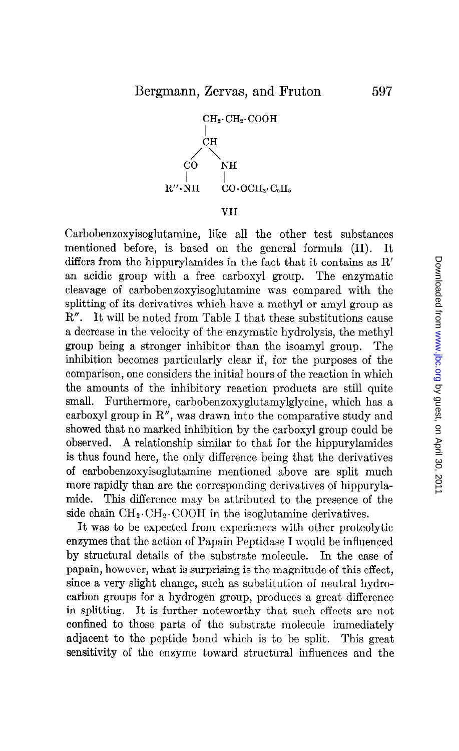$$
\begin{array}{c}
CH_2 \cdot CH_2 \cdot COOH \\
| \\
CH \\
\diagup \quad \diagdown \\
CO \qquad NH \\
| \qquad\qquad | \\
R'' \cdot NH \qquad CO \cdot OCH_2 \cdot C_6H_5
\end{array}
$$

VII

Carbobenzoxyisoglutamine, like all the other test substances mentioned before, is based on the general formula (II). It differs from the hippurylamides in the fact that it contains as R′ an acidic group with a free carboxyl group. The enzymatic cleavage of carbobenzoxyisoglutamine was compared with the splitting of its derivatives which have a methyl or amyl group as R″. It will be noted from Table I that these substitutions cause a decrease in the velocity of the enzymatic hydrolysis, the methyl group being a stronger inhibitor than the isoamyl group. The inhibition becomes particularly clear if, for the purposes of the comparison, one considers the initial hours of the reaction in which the amounts of the inhibitory reaction products are still quite small. Furthermore, carbobenzoxyglutamylglycine, which has a carboxyl group in R″, was drawn into the comparative study and showed that no marked inhibition by the carboxyl group could be observed. A relationship similar to that for the hippurylamides is thus found here, the only difference being that the derivatives of carbobenzoxyisoglutamine mentioned above are split much more rapidly than are the corresponding derivatives of hippurylamide. This difference may be attributed to the presence of the side chain $CH_2 \cdot CH_2 \cdot COOH$ in the isoglutamine derivatives.

It was to be expected from experiences with other proteolytic enzymes that the action of Papain Peptidase I would be influenced by structural details of the substrate molecule. In the case of papain, however, what is surprising is the magnitude of this effect, since a very slight change, such as substitution of neutral hydrocarbon groups for a hydrogen group, produces a great difference in splitting. It is further noteworthy that such effects are not confined to those parts of the substrate molecule immediately adjacent to the peptide bond which is to be split. This great sensitivity of the enzyme toward structural influences and the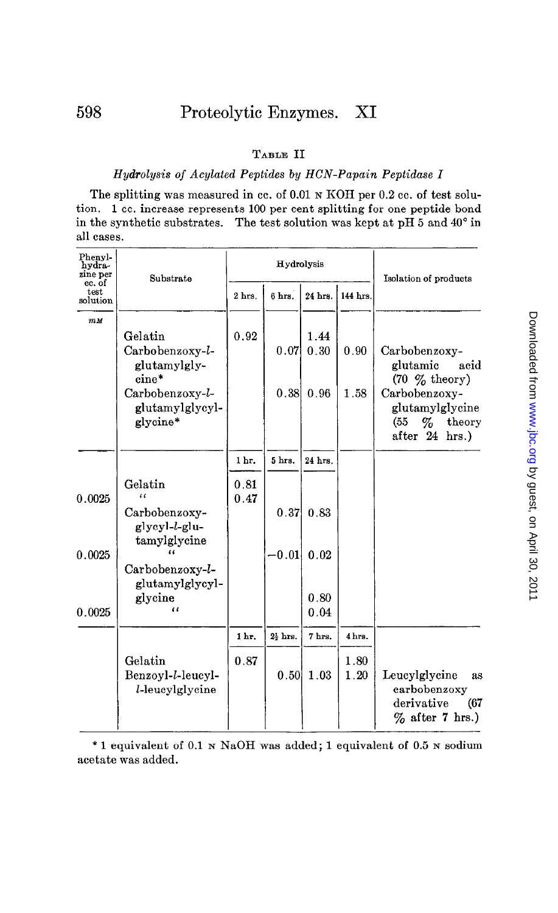## TABLE II

*Hydrolysis of Acylated Peptides by HCN-Papain Peptidase I*

The splitting was measured in cc. of 0.01 N KOH per 0.2 cc. of test solution. 1 cc. increase represents 100 per cent splitting for one peptide bond in the synthetic substrates. The test solution was kept at pH 5 and 40° in all cases.

| Phenylhydrazine per cc. of test solution | Substrate | Hydrolysis | | | | Isolation of products |
|---|---|---|---|---|---|---|
| | | 2 hrs. | 6 hrs. | 24 hrs. | 144 hrs. | |
| *mM* | | | | | | |
| | Gelatin | 0.92 | | 1.44 | | |
| | Carbobenzoxy-*l*-glutamylglycine* | | 0.07 | 0.30 | 0.90 | Carbobenzoxyglutamic acid (70 % theory) |
| | Carbobenzoxy-*l*-glutamylglycylglycine* | | 0.38 | 0.96 | 1.58 | Carbobenzoxyglutamylglycine (55 % theory after 24 hrs.) |
| | | 1 hr. | 5 hrs. | 24 hrs. | | |
| | Gelatin | 0.81 | | | | |
| 0.0025 | " | 0.47 | | | | |
| | Carbobenzoxyglycyl-*l*-glutamylglycine | | 0.37 | 0.83 | | |
| 0.0025 | " | | −0.01 | 0.02 | | |
| | Carbobenzoxy-*l*-glutamylglycylglycine | | | 0.80 | | |
| 0.0025 | " | | | 0.04 | | |
| | | 1 hr. | $2\frac{1}{2}$ hrs. | 7 hrs. | 4 hrs. | |
| | Gelatin | 0.87 | | | 1.80 | |
| | Benzoyl-*l*-leucyl-*l*-leucylglycine | | 0.50 | 1.03 | 1.20 | Leucylglycine as carbobenzoxy derivative (67 % after 7 hrs.) |

\* 1 equivalent of 0.1 N NaOH was added; 1 equivalent of 0.5 N sodium acetate was added.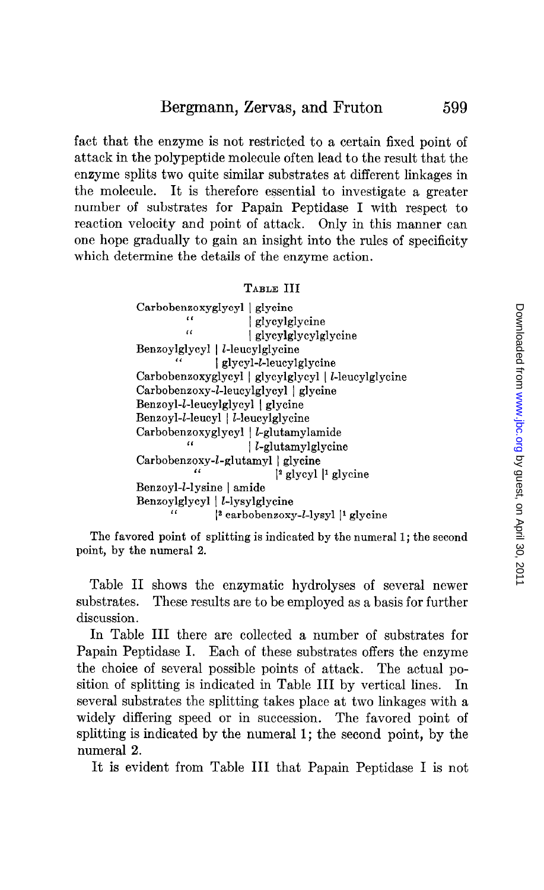fact that the enzyme is not restricted to a certain fixed point of attack in the polypeptide molecule often lead to the result that the enzyme splits two quite similar substrates at different linkages in the molecule. It is therefore essential to investigate a greater number of substrates for Papain Peptidase I with respect to reaction velocity and point of attack. Only in this manner can one hope gradually to gain an insight into the rules of specificity which determine the details of the enzyme action.

TABLE III

Carbobenzoxyglycyl | glycine
" | glycylglycine
" | glycylglycylglycine
Benzoylglycyl | *l*-leucylglycine
" | glycyl-*l*-leucylglycine
Carbobenzoxyglycyl | glycylglycyl | *l*-leucylglycine
Carbobenzoxy-*l*-leucylglycyl | glycine
Benzoyl-*l*-leucylglycyl | glycine
Benzoyl-*l*-leucyl | *l*-leucylglycine
Carbobenzoxyglycyl | *l*-glutamylamide
" | *l*-glutamylglycine
Carbobenzoxy-*l*-glutamyl | glycine
" |[2] glycyl |[1] glycine
Benzoyl-*l*-lysine | amide
Benzoylglycyl | *l*-lysylglycine
" |[2] carbobenzoxy-*l*-lysyl |[1] glycine

The favored point of splitting is indicated by the numeral 1; the second point, by the numeral 2.

Table II shows the enzymatic hydrolyses of several newer substrates. These results are to be employed as a basis for further discussion.

In Table III there are collected a number of substrates for Papain Peptidase I. Each of these substrates offers the enzyme the choice of several possible points of attack. The actual position of splitting is indicated in Table III by vertical lines. In several substrates the splitting takes place at two linkages with a widely differing speed or in succession. The favored point of splitting is indicated by the numeral 1; the second point, by the numeral 2.

It is evident from Table III that Papain Peptidase I is not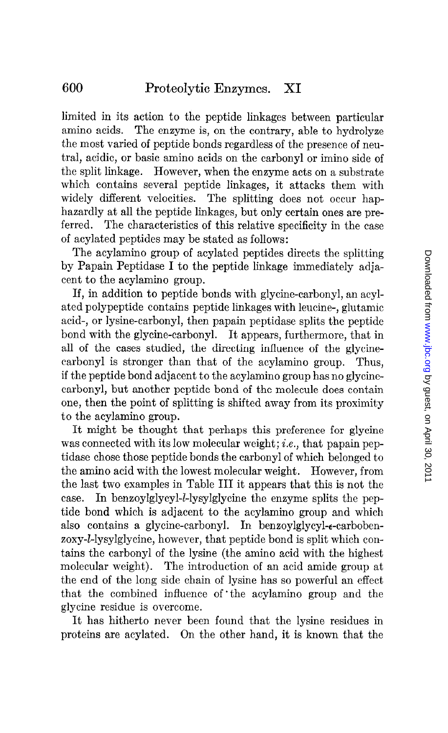limited in its action to the peptide linkages between particular amino acids. The enzyme is, on the contrary, able to hydrolyze the most varied of peptide bonds regardless of the presence of neutral, acidic, or basic amino acids on the carbonyl or imino side of the split linkage. However, when the enzyme acts on a substrate which contains several peptide linkages, it attacks them with widely different velocities. The splitting does not occur haphazardly at all the peptide linkages, but only certain ones are preferred. The characteristics of this relative specificity in the case of acylated peptides may be stated as follows:

The acylamino group of acylated peptides directs the splitting by Papain Peptidase I to the peptide linkage immediately adjacent to the acylamino group.

If, in addition to peptide bonds with glycine-carbonyl, an acylated polypeptide contains peptide linkages with leucine-, glutamic acid-, or lysine-carbonyl, then papain peptidase splits the peptide bond with the glycine-carbonyl. It appears, furthermore, that in all of the cases studied, the directing influence of the glycine-carbonyl is stronger than that of the acylamino group. Thus, if the peptide bond adjacent to the acylamino group has no glycine-carbonyl, but another peptide bond of the molecule does contain one, then the point of splitting is shifted away from its proximity to the acylamino group.

It might be thought that perhaps this preference for glycine was connected with its low molecular weight; *i.e.*, that papain peptidase chose those peptide bonds the carbonyl of which belonged to the amino acid with the lowest molecular weight. However, from the last two examples in Table III it appears that this is not the case. In benzoylglycyl-*l*-lysylglycine the enzyme splits the peptide bond which is adjacent to the acylamino group and which also contains a glycine-carbonyl. In benzoylglycyl-ε-carbobenzoxy-*l*-lysylglycine, however, that peptide bond is split which contains the carbonyl of the lysine (the amino acid with the highest molecular weight). The introduction of an acid amide group at the end of the long side chain of lysine has so powerful an effect that the combined influence of the acylamino group and the glycine residue is overcome.

It has hitherto never been found that the lysine residues in proteins are acylated. On the other hand, it is known that the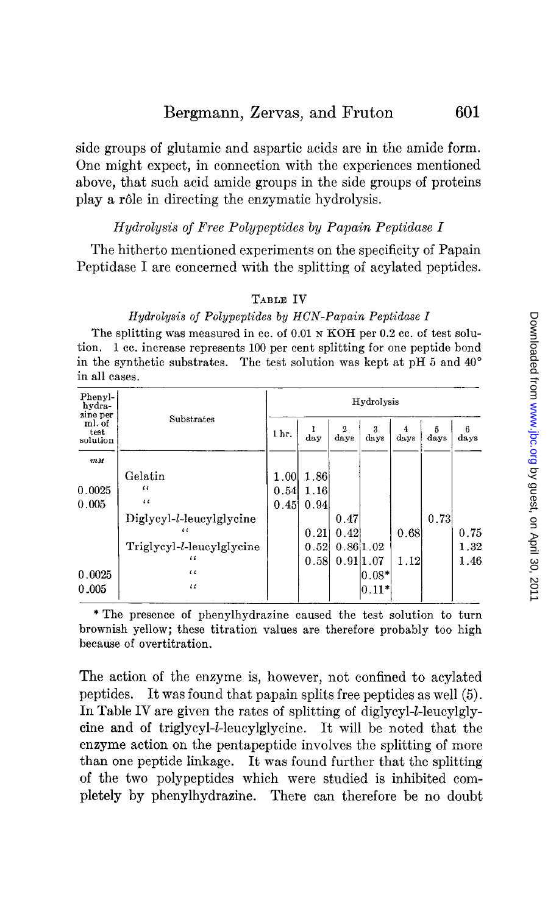side groups of glutamic and aspartic acids are in the amide form. One might expect, in connection with the experiences mentioned above, that such acid amide groups in the side groups of proteins play a rôle in directing the enzymatic hydrolysis.

### *Hydrolysis of Free Polypeptides by Papain Peptidase I*

The hitherto mentioned experiments on the specificity of Papain Peptidase I are concerned with the splitting of acylated peptides.

TABLE IV

*Hydrolysis of Polypeptides by HCN-Papain Peptidase I*

The splitting was measured in cc. of 0.01 N KOH per 0.2 cc. of test solution. 1 cc. increase represents 100 per cent splitting for one peptide bond in the synthetic substrates. The test solution was kept at pH 5 and 40° in all cases.

| Phenylhydrazine per ml. of test solution | Substrates | Hydrolysis | | | | | | |
|---|---|---|---|---|---|---|---|---|
| | | 1 hr. | 1 day | 2 days | 3 days | 4 days | 5 days | 6 days |
| *mM* | | | | | | | | |
| | Gelatin | 1.00 | 1.86 | | | | | |
| 0.0025 | " | 0.54 | 1.16 | | | | | |
| 0.005 | " | 0.45 | 0.94 | | | | | |
| | Diglycyl-*l*-leucylglycine | | | 0.47 | | | 0.73 | |
| | " | | 0.21 | 0.42 | | 0.68 | | 0.75 |
| | Triglycyl-*l*-leucylglycine | | 0.52 | 0.86 | 1.02 | | | 1.32 |
| | " | | 0.58 | 0.91 | 1.07 | 1.12 | | 1.46 |
| 0.0025 | " | | | | 0.08* | | | |
| 0.005 | " | | | | 0.11* | | | |

* The presence of phenylhydrazine caused the test solution to turn brownish yellow; these titration values are therefore probably too high because of overtitration.

The action of the enzyme is, however, not confined to acylated peptides. It was found that papain splits free peptides as well (5). In Table IV are given the rates of splitting of diglycyl-*l*-leucylglycine and of triglycyl-*l*-leucylglycine. It will be noted that the enzyme action on the pentapeptide involves the splitting of more than one peptide linkage. It was found further that the splitting of the two polypeptides which were studied is inhibited completely by phenylhydrazine. There can therefore be no doubt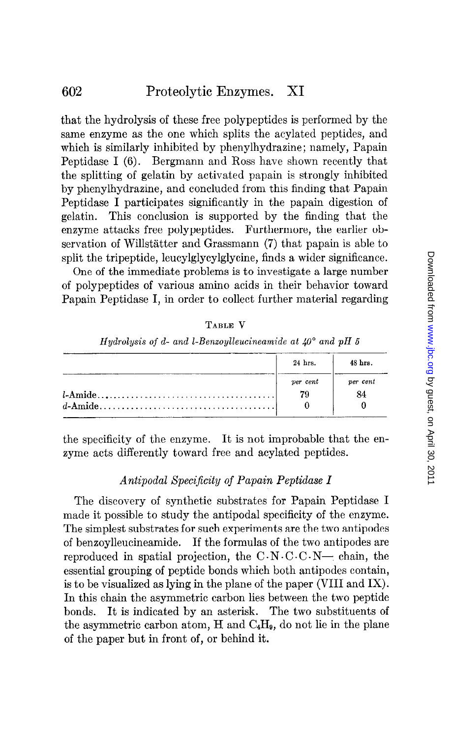that the hydrolysis of these free polypeptides is performed by the same enzyme as the one which splits the acylated peptides, and which is similarly inhibited by phenylhydrazine; namely, Papain Peptidase I (6). Bergmann and Ross have shown recently that the splitting of gelatin by activated papain is strongly inhibited by phenylhydrazine, and concluded from this finding that Papain Peptidase I participates significantly in the papain digestion of gelatin. This conclusion is supported by the finding that the enzyme attacks free polypeptides. Furthermore, the earlier observation of Willstätter and Grassmann (7) that papain is able to split the tripeptide, leucylglycylglycine, finds a wider significance.

One of the immediate problems is to investigate a large number of polypeptides of various amino acids in their behavior toward Papain Peptidase I, in order to collect further material regarding the specificity of the enzyme. It is not improbable that the enzyme acts differently toward free and acylated peptides.

TABLE V

*Hydrolysis of d- and l-Benzoylleucineamide at 40° and pH 5*

| | 24 hrs. | 48 hrs. |
|---|---|---|
| | *per cent* | *per cent* |
| *l*-Amide | 79 | 84 |
| *d*-Amide | 0 | 0 |

### *Antipodal Specificity of Papain Peptidase I*

The discovery of synthetic substrates for Papain Peptidase I made it possible to study the antipodal specificity of the enzyme. The simplest substrates for such experiments are the two antipodes of benzoylleucineamide. If the formulas of the two antipodes are reproduced in spatial projection, the C·N·C·C·N— chain, the essential grouping of peptide bonds which both antipodes contain, is to be visualized as lying in the plane of the paper (VIII and IX). In this chain the asymmetric carbon lies between the two peptide bonds. It is indicated by an asterisk. The two substituents of the asymmetric carbon atom, H and $C_4H_9$, do not lie in the plane of the paper but in front of, or behind it.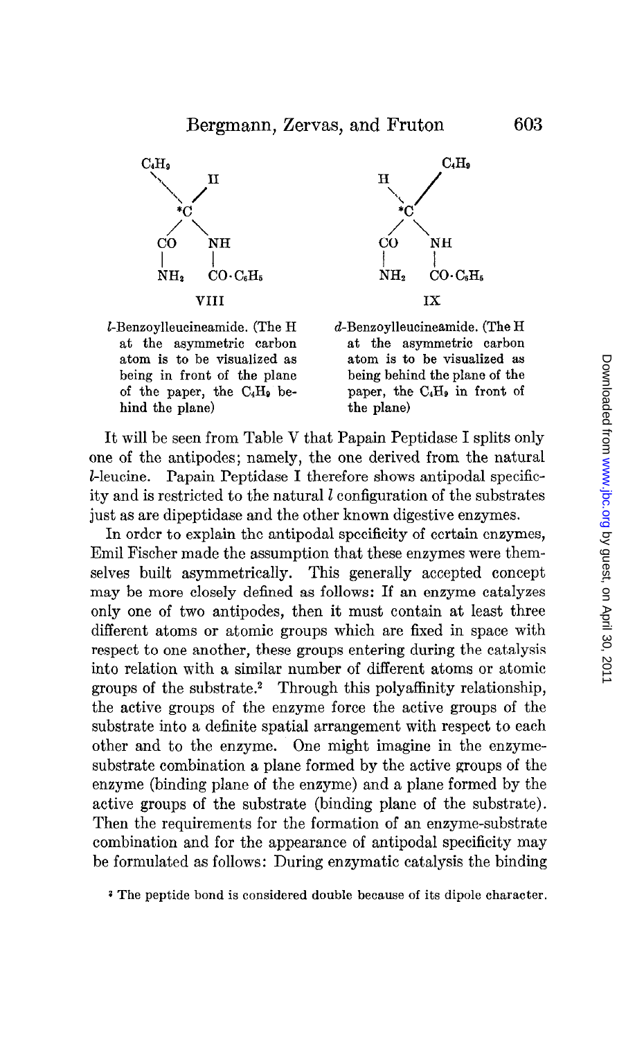```
C4H9
    \   H
     \ /
     *C
     / \
   CO   NH
   |    |
   NH2  CO·C6H5

      VIII
```

*l*-Benzoylleucineamide. (The H at the asymmetric carbon atom is to be visualized as being in front of the plane of the paper, the $C_4H_9$ behind the plane)

```
         C4H9
    H   /
     \ /
     *C
     / \
   CO   NH
   |    |
   NH2  CO·C6H5

       IX
```

*d*-Benzoylleucineamide. (The H at the asymmetric carbon atom is to be visualized as being behind the plane of the paper, the $C_4H_9$ in front of the plane)

It will be seen from Table V that Papain Peptidase I splits only one of the antipodes; namely, the one derived from the natural *l*-leucine. Papain Peptidase I therefore shows antipodal specificity and is restricted to the natural *l* configuration of the substrates just as are dipeptidase and the other known digestive enzymes.

In order to explain the antipodal specificity of certain enzymes, Emil Fischer made the assumption that these enzymes were themselves built asymmetrically. This generally accepted concept may be more closely defined as follows: If an enzyme catalyzes only one of two antipodes, then it must contain at least three different atoms or atomic groups which are fixed in space with respect to one another, these groups entering during the catalysis into relation with a similar number of different atoms or atomic groups of the substrate.[2] Through this polyaffinity relationship, the active groups of the enzyme force the active groups of the substrate into a definite spatial arrangement with respect to each other and to the enzyme. One might imagine in the enzyme-substrate combination a plane formed by the active groups of the enzyme (binding plane of the enzyme) and a plane formed by the active groups of the substrate (binding plane of the substrate). Then the requirements for the formation of an enzyme-substrate combination and for the appearance of antipodal specificity may be formulated as follows: During enzymatic catalysis the binding

[2] The peptide bond is considered double because of its dipole character.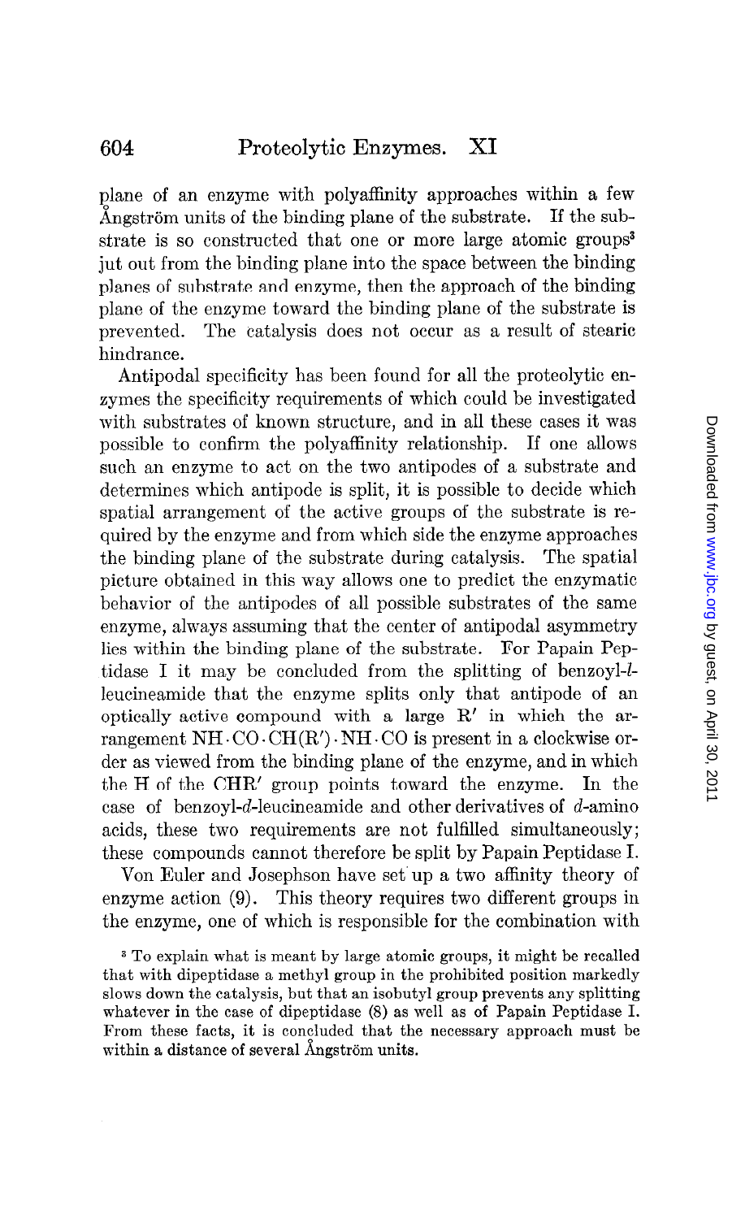plane of an enzyme with polyaffinity approaches within a few Ångström units of the binding plane of the substrate. If the substrate is so constructed that one or more large atomic groups[3] jut out from the binding plane into the space between the binding planes of substrate and enzyme, then the approach of the binding plane of the enzyme toward the binding plane of the substrate is prevented. The catalysis does not occur as a result of stearic hindrance.

Antipodal specificity has been found for all the proteolytic enzymes the specificity requirements of which could be investigated with substrates of known structure, and in all these cases it was possible to confirm the polyaffinity relationship. If one allows such an enzyme to act on the two antipodes of a substrate and determines which antipode is split, it is possible to decide which spatial arrangement of the active groups of the substrate is required by the enzyme and from which side the enzyme approaches the binding plane of the substrate during catalysis. The spatial picture obtained in this way allows one to predict the enzymatic behavior of the antipodes of all possible substrates of the same enzyme, always assuming that the center of antipodal asymmetry lies within the binding plane of the substrate. For Papain Peptidase I it may be concluded from the splitting of benzoyl-*l*-leucineamide that the enzyme splits only that antipode of an optically active compound with a large R′ in which the arrangement NH·CO·CH(R′)·NH·CO is present in a clockwise order as viewed from the binding plane of the enzyme, and in which the H of the CHR′ group points toward the enzyme. In the case of benzoyl-*d*-leucineamide and other derivatives of *d*-amino acids, these two requirements are not fulfilled simultaneously; these compounds cannot therefore be split by Papain Peptidase I.

Von Euler and Josephson have set up a two affinity theory of enzyme action (9). This theory requires two different groups in the enzyme, one of which is responsible for the combination with

[3] To explain what is meant by large atomic groups, it might be recalled that with dipeptidase a methyl group in the prohibited position markedly slows down the catalysis, but that an isobutyl group prevents any splitting whatever in the case of dipeptidase (8) as well as of Papain Peptidase I. From these facts, it is concluded that the necessary approach must be within a distance of several Ångström units.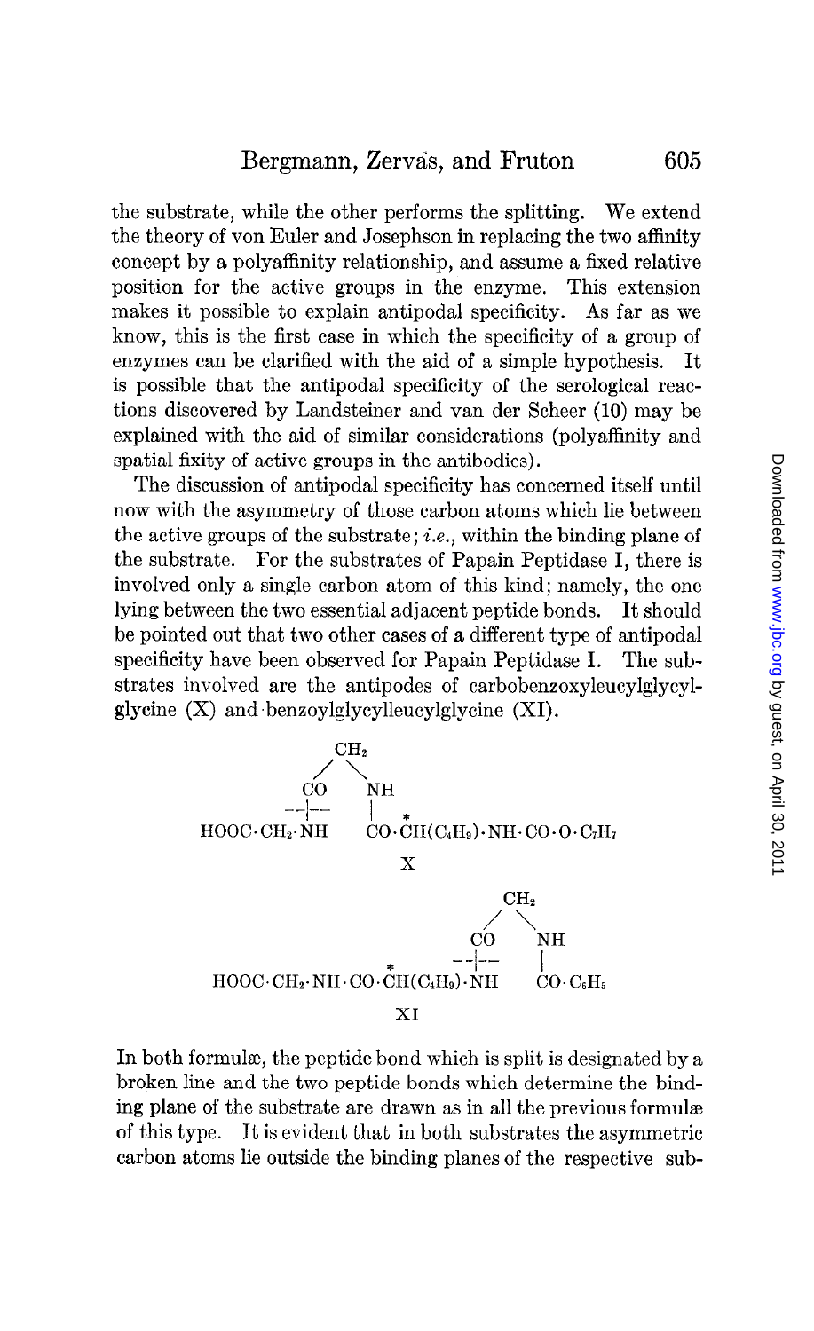the substrate, while the other performs the splitting. We extend the theory of von Euler and Josephson in replacing the two affinity concept by a polyaffinity relationship, and assume a fixed relative position for the active groups in the enzyme. This extension makes it possible to explain antipodal specificity. As far as we know, this is the first case in which the specificity of a group of enzymes can be clarified with the aid of a simple hypothesis. It is possible that the antipodal specificity of the serological reactions discovered by Landsteiner and van der Scheer (10) may be explained with the aid of similar considerations (polyaffinity and spatial fixity of active groups in the antibodies).

The discussion of antipodal specificity has concerned itself until now with the asymmetry of those carbon atoms which lie between the active groups of the substrate; *i.e.*, within the binding plane of the substrate. For the substrates of Papain Peptidase I, there is involved only a single carbon atom of this kind; namely, the one lying between the two essential adjacent peptide bonds. It should be pointed out that two other cases of a different type of antipodal specificity have been observed for Papain Peptidase I. The substrates involved are the antipodes of carbobenzoxyleucylglycylglycine (X) and benzoylglycylleucylglycine (XI).

```
                 CH2
                /   \
              CO     NH
             --|--   |    *
HOOC·CH2·NH          CO·CH(C4H9)·NH·CO·O·C7H7

                          X

                                        CH2
                                       /   \
                                     CO     NH
                         *          --|--   |
HOOC·CH2·NH·CO·CH(C4H9)·NH                  CO·C6H5

                          XI
```

In both formulæ, the peptide bond which is split is designated by a broken line and the two peptide bonds which determine the binding plane of the substrate are drawn as in all the previous formulæ of this type. It is evident that in both substrates the asymmetric carbon atoms lie outside the binding planes of the respective sub-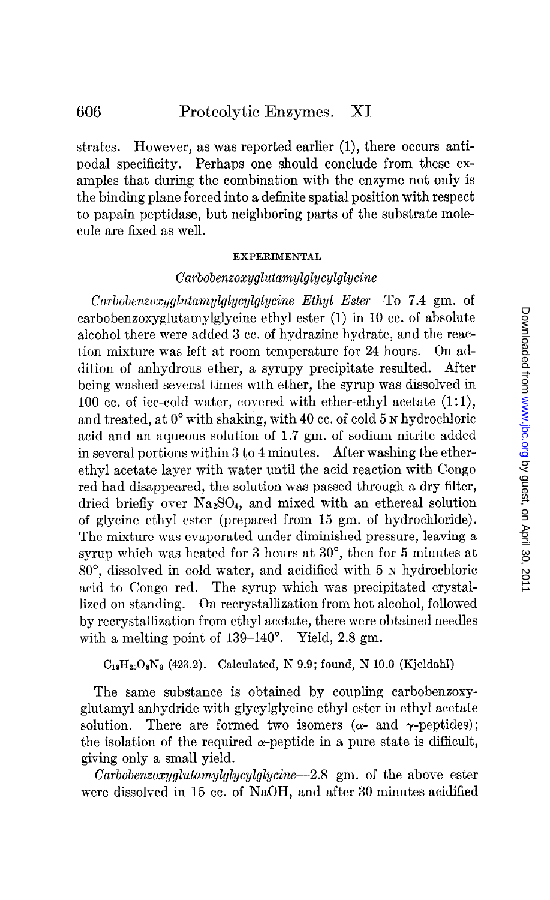strates. However, as was reported earlier (1), there occurs antipodal specificity. Perhaps one should conclude from these examples that during the combination with the enzyme not only is the binding plane forced into a definite spatial position with respect to papain peptidase, but neighboring parts of the substrate molecule are fixed as well.

## EXPERIMENTAL

### *Carbobenzoxyglutamylglycylglycine*

*Carbobenzoxyglutamylglycylglycine Ethyl Ester*—To 7.4 gm. of carbobenzoxyglutamylglycine ethyl ester (1) in 10 cc. of absolute alcohol there were added 3 cc. of hydrazine hydrate, and the reaction mixture was left at room temperature for 24 hours. On addition of anhydrous ether, a syrupy precipitate resulted. After being washed several times with ether, the syrup was dissolved in 100 cc. of ice-cold water, covered with ether-ethyl acetate (1:1), and treated, at 0° with shaking, with 40 cc. of cold 5 N hydrochloric acid and an aqueous solution of 1.7 gm. of sodium nitrite added in several portions within 3 to 4 minutes. After washing the ether-ethyl acetate layer with water until the acid reaction with Congo red had disappeared, the solution was passed through a dry filter, dried briefly over $Na_2SO_4$, and mixed with an ethereal solution of glycine ethyl ester (prepared from 15 gm. of hydrochloride). The mixture was evaporated under diminished pressure, leaving a syrup which was heated for 3 hours at 30°, then for 5 minutes at 80°, dissolved in cold water, and acidified with 5 N hydrochloric acid to Congo red. The syrup which was precipitated crystallized on standing. On recrystallization from hot alcohol, followed by recrystallization from ethyl acetate, there were obtained needles with a melting point of 139–140°. Yield, 2.8 gm.

$C_{19}H_{25}O_8N_3$ (423.2). Calculated, N 9.9; found, N 10.0 (Kjeldahl)

The same substance is obtained by coupling carbobenzoxyglutamyl anhydride with glycylglycine ethyl ester in ethyl acetate solution. There are formed two isomers ($\alpha$- and $\gamma$-peptides); the isolation of the required $\alpha$-peptide in a pure state is difficult, giving only a small yield.

*Carbobenzoxyglutamylglycylglycine*—2.8 gm. of the above ester were dissolved in 15 cc. of NaOH, and after 30 minutes acidified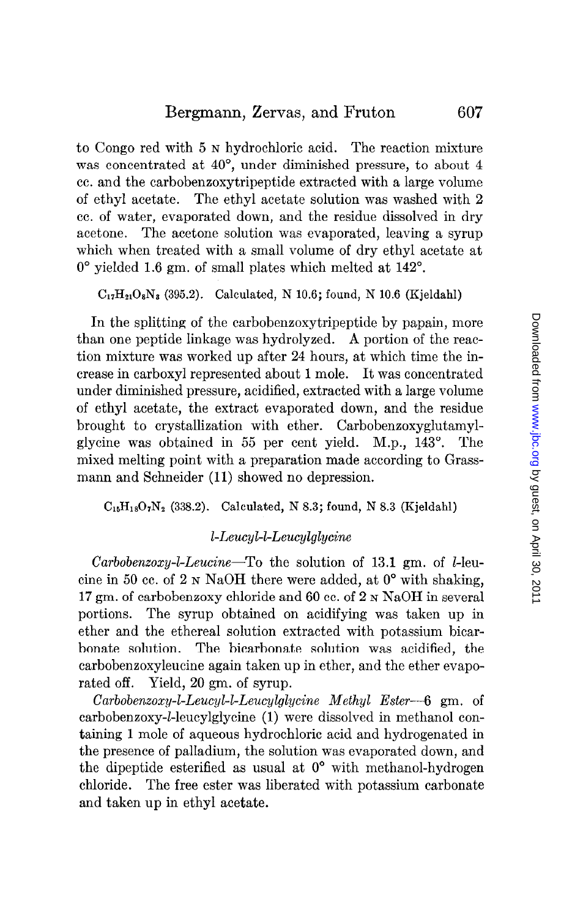to Congo red with 5 N hydrochloric acid. The reaction mixture was concentrated at 40°, under diminished pressure, to about 4 cc. and the carbobenzoxytripeptide extracted with a large volume of ethyl acetate. The ethyl acetate solution was washed with 2 cc. of water, evaporated down, and the residue dissolved in dry acetone. The acetone solution was evaporated, leaving a syrup which when treated with a small volume of dry ethyl acetate at 0° yielded 1.6 gm. of small plates which melted at 142°.

$C_{17}H_{21}O_8N_3$ (395.2). Calculated, N 10.6; found, N 10.6 (Kjeldahl)

In the splitting of the carbobenzoxytripeptide by papain, more than one peptide linkage was hydrolyzed. A portion of the reaction mixture was worked up after 24 hours, at which time the increase in carboxyl represented about 1 mole. It was concentrated under diminished pressure, acidified, extracted with a large volume of ethyl acetate, the extract evaporated down, and the residue brought to crystallization with ether. Carbobenzoxyglutamylglycine was obtained in 55 per cent yield. M.p., 143°. The mixed melting point with a preparation made according to Grassmann and Schneider (11) showed no depression.

$C_{15}H_{18}O_7N_2$ (338.2). Calculated, N 8.3; found, N 8.3 (Kjeldahl)

### *l-Leucyl-l-Leucylglycine*

*Carbobenzoxy-l-Leucine*—To the solution of 13.1 gm. of *l*-leucine in 50 cc. of 2 N NaOH there were added, at 0° with shaking, 17 gm. of carbobenzoxy chloride and 60 cc. of 2 N NaOH in several portions. The syrup obtained on acidifying was taken up in ether and the ethereal solution extracted with potassium bicarbonate solution. The bicarbonate solution was acidified, the carbobenzoxyleucine again taken up in ether, and the ether evaporated off. Yield, 20 gm. of syrup.

*Carbobenzoxy-l-Leucyl-l-Leucylglycine Methyl Ester*—6 gm. of carbobenzoxy-*l*-leucylglycine (1) were dissolved in methanol containing 1 mole of aqueous hydrochloric acid and hydrogenated in the presence of palladium, the solution was evaporated down, and the dipeptide esterified as usual at 0° with methanol-hydrogen chloride. The free ester was liberated with potassium carbonate and taken up in ethyl acetate.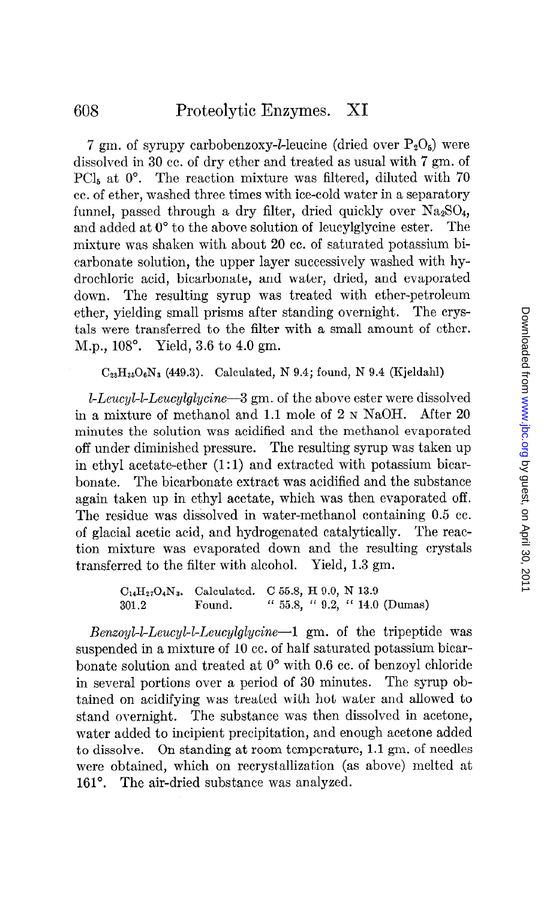7 gm. of syrupy carbobenzoxy-*l*-leucine (dried over $P_2O_5$) were dissolved in 30 cc. of dry ether and treated as usual with 7 gm. of $PCl_5$ at 0°. The reaction mixture was filtered, diluted with 70 cc. of ether, washed three times with ice-cold water in a separatory funnel, passed through a dry filter, dried quickly over $Na_2SO_4$, and added at 0° to the above solution of leucylglycine ester. The mixture was shaken with about 20 cc. of saturated potassium bicarbonate solution, the upper layer successively washed with hydrochloric acid, bicarbonate, and water, dried, and evaporated down. The resulting syrup was treated with ether-petroleum ether, yielding small prisms after standing overnight. The crystals were transferred to the filter with a small amount of ether. M.p., 108°. Yield, 3.6 to 4.0 gm.

$C_{23}H_{35}O_6N_3$ (449.3). Calculated, N 9.4; found, N 9.4 (Kjeldahl)

*l-Leucyl-l-Leucylglycine*—3 gm. of the above ester were dissolved in a mixture of methanol and 1.1 mole of 2 N NaOH. After 20 minutes the solution was acidified and the methanol evaporated off under diminished pressure. The resulting syrup was taken up in ethyl acetate-ether (1:1) and extracted with potassium bicarbonate. The bicarbonate extract was acidified and the substance again taken up in ethyl acetate, which was then evaporated off. The residue was dissolved in water-methanol containing 0.5 cc. of glacial acetic acid, and hydrogenated catalytically. The reaction mixture was evaporated down and the resulting crystals transferred to the filter with alcohol. Yield, 1.3 gm.

| $C_{14}H_{27}O_4N_3$. | Calculated. | C 55.8, H 9.0, N 13.9 |
|---|---|---|
| 301.2 | Found. | " 55.8, " 9.2, " 14.0 (Dumas) |

*Benzoyl-l-Leucyl-l-Leucylglycine*—1 gm. of the tripeptide was suspended in a mixture of 10 cc. of half saturated potassium bicarbonate solution and treated at 0° with 0.6 cc. of benzoyl chloride in several portions over a period of 30 minutes. The syrup obtained on acidifying was treated with hot water and allowed to stand overnight. The substance was then dissolved in acetone, water added to incipient precipitation, and enough acetone added to dissolve. On standing at room temperature, 1.1 gm. of needles were obtained, which on recrystallization (as above) melted at 161°. The air-dried substance was analyzed.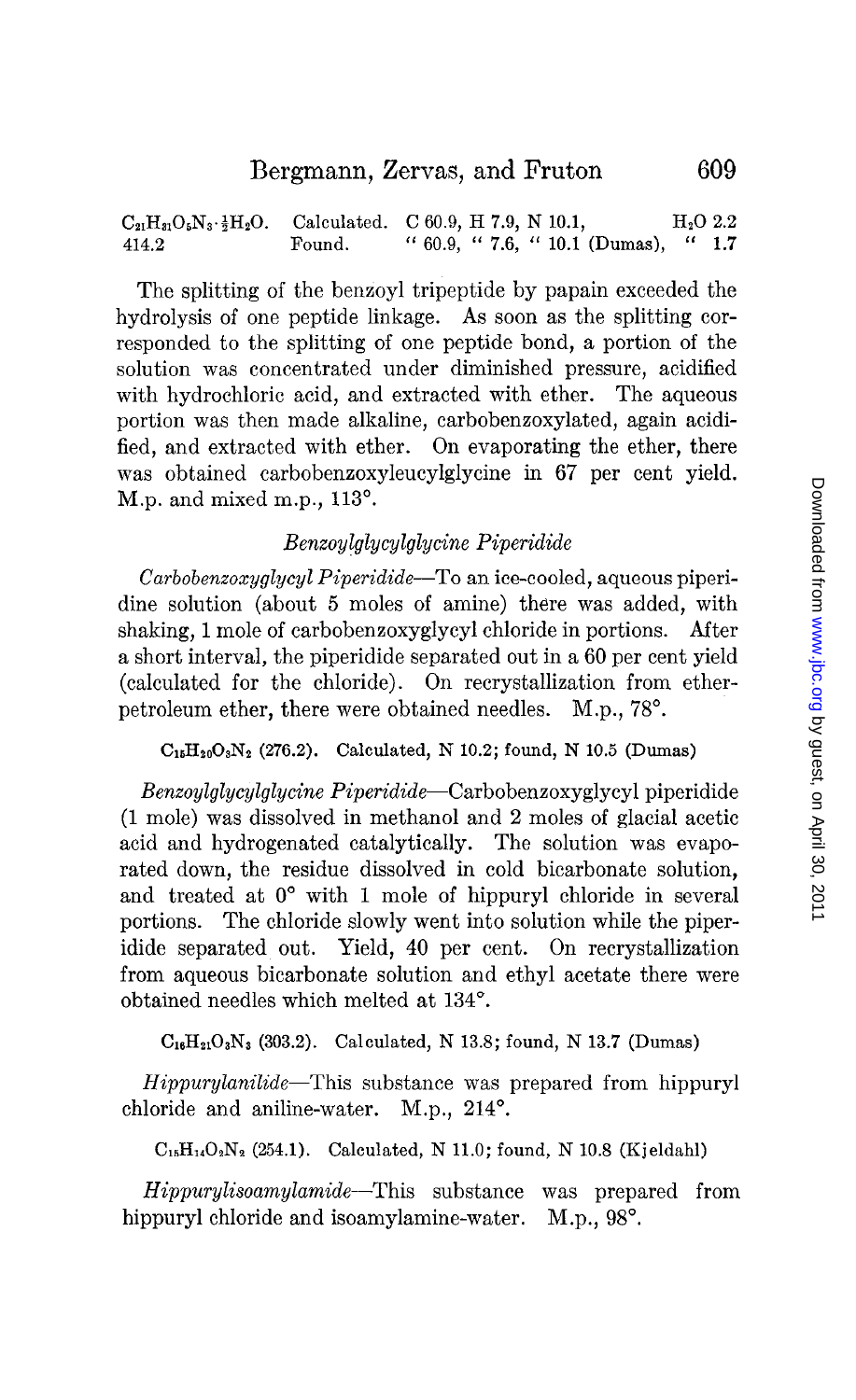| | | | |
|---|---|---|---|
| $C_{21}H_{31}O_5N_3 \cdot \frac{1}{2}H_2O$. | Calculated. | C 60.9, H 7.9, N 10.1, | $H_2O$ 2.2 |
| 414.2 | Found. | " 60.9, " 7.6, " 10.1 (Dumas), | " 1.7 |

The splitting of the benzoyl tripeptide by papain exceeded the hydrolysis of one peptide linkage. As soon as the splitting corresponded to the splitting of one peptide bond, a portion of the solution was concentrated under diminished pressure, acidified with hydrochloric acid, and extracted with ether. The aqueous portion was then made alkaline, carbobenzoxylated, again acidified, and extracted with ether. On evaporating the ether, there was obtained carbobenzoxyleucylglycine in 67 per cent yield. M.p. and mixed m.p., 113°.

### *Benzoylglycylglycine Piperidide*

*Carbobenzoxyglycyl Piperidide*—To an ice-cooled, aqueous piperidine solution (about 5 moles of amine) there was added, with shaking, 1 mole of carbobenzoxyglycyl chloride in portions. After a short interval, the piperidide separated out in a 60 per cent yield (calculated for the chloride). On recrystallization from ether-petroleum ether, there were obtained needles. M.p., 78°.

$C_{15}H_{20}O_3N_2$ (276.2). Calculated, N 10.2; found, N 10.5 (Dumas)

*Benzoylglycylglycine Piperidide*—Carbobenzoxyglycyl piperidide (1 mole) was dissolved in methanol and 2 moles of glacial acetic acid and hydrogenated catalytically. The solution was evaporated down, the residue dissolved in cold bicarbonate solution, and treated at 0° with 1 mole of hippuryl chloride in several portions. The chloride slowly went into solution while the piperidide separated out. Yield, 40 per cent. On recrystallization from aqueous bicarbonate solution and ethyl acetate there were obtained needles which melted at 134°.

$C_{16}H_{21}O_3N_3$ (303.2). Calculated, N 13.8; found, N 13.7 (Dumas)

*Hippurylanilide*—This substance was prepared from hippuryl chloride and aniline-water. M.p., 214°.

$C_{15}H_{14}O_2N_2$ (254.1). Calculated, N 11.0; found, N 10.8 (Kjeldahl)

*Hippurylisoamylamide*—This substance was prepared from hippuryl chloride and isoamylamine-water. M.p., 98°.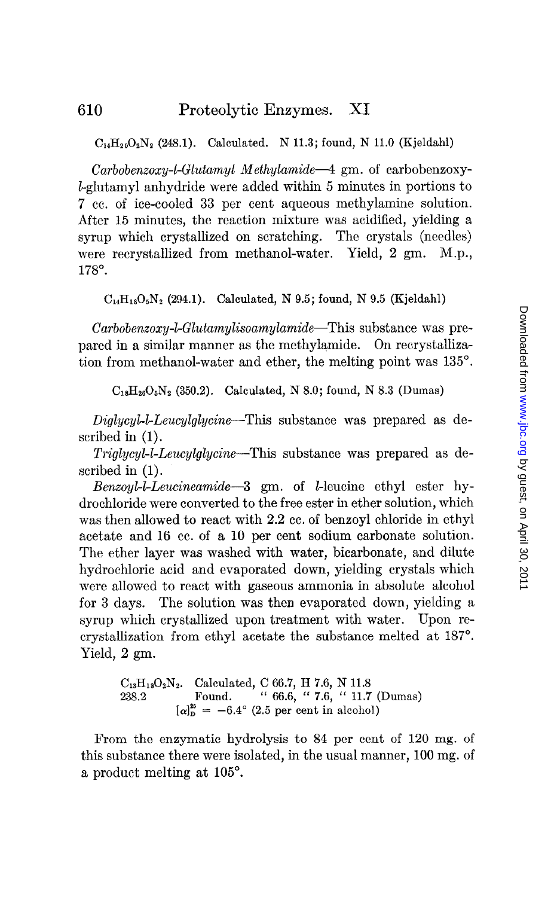$C_{14}H_{20}O_2N_2$ (248.1). Calculated. N 11.3; found, N 11.0 (Kjeldahl)

*Carbobenzoxy-l-Glutamyl Methylamide*—4 gm. of carbobenzoxy-*l*-glutamyl anhydride were added within 5 minutes in portions to 7 cc. of ice-cooled 33 per cent aqueous methylamine solution. After 15 minutes, the reaction mixture was acidified, yielding a syrup which crystallized on scratching. The crystals (needles) were recrystallized from methanol-water. Yield, 2 gm. M.p., 178°.

$C_{14}H_{18}O_5N_2$ (294.1). Calculated, N 9.5; found, N 9.5 (Kjeldahl)

*Carbobenzoxy-l-Glutamylisoamylamide*—This substance was prepared in a similar manner as the methylamide. On recrystallization from methanol-water and ether, the melting point was 135°.

$C_{18}H_{26}O_5N_2$ (350.2). Calculated, N 8.0; found, N 8.3 (Dumas)

*Diglycyl-l-Leucylglycine*—This substance was prepared as described in (1).

*Triglycyl-l-Leucylglycine*—This substance was prepared as described in (1).

*Benzoyl-l-Leucineamide*—3 gm. of *l*-leucine ethyl ester hydrochloride were converted to the free ester in ether solution, which was then allowed to react with 2.2 cc. of benzoyl chloride in ethyl acetate and 16 cc. of a 10 per cent sodium carbonate solution. The ether layer was washed with water, bicarbonate, and dilute hydrochloric acid and evaporated down, yielding crystals which were allowed to react with gaseous ammonia in absolute alcohol for 3 days. The solution was then evaporated down, yielding a syrup which crystallized upon treatment with water. Upon recrystallization from ethyl acetate the substance melted at 187°. Yield, 2 gm.

$C_{13}H_{18}O_2N_2$. Calculated, C 66.7, H 7.6, N 11.8
238.2 Found. " 66.6, " 7.6, " 11.7 (Dumas)
$[\alpha]_D^{25} = -6.4°$ (2.5 per cent in alcohol)

From the enzymatic hydrolysis to 84 per cent of 120 mg. of this substance there were isolated, in the usual manner, 100 mg. of a product melting at 105°.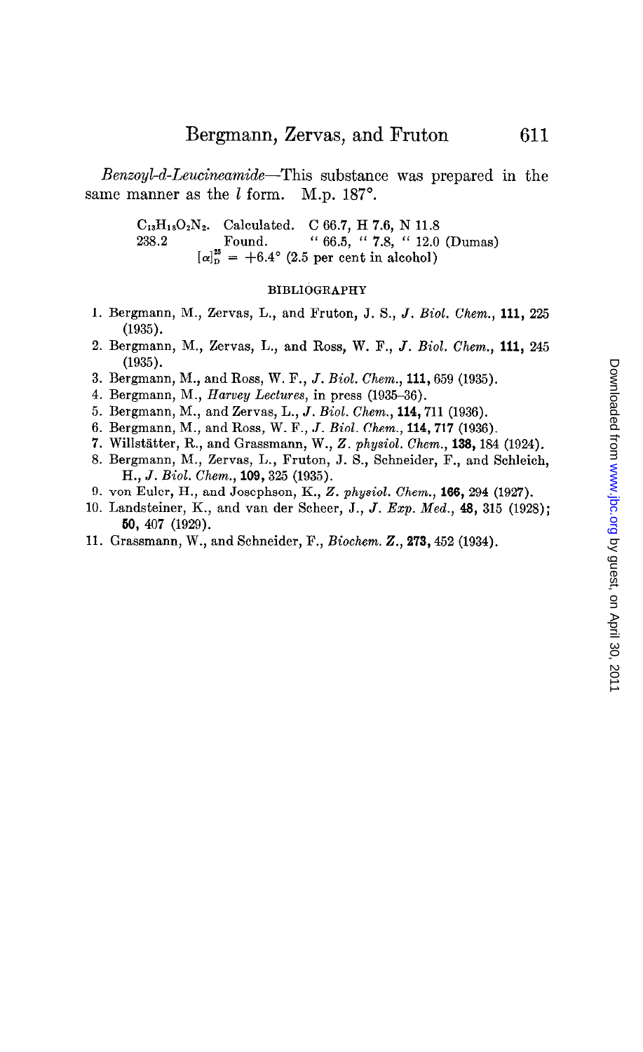*Benzoyl-d-Leucineamide*—This substance was prepared in the same manner as the *l* form. M.p. 187°.

$C_{13}H_{18}O_2N_2$. Calculated. C 66.7, H 7.6, N 11.8
238.2 Found. " 66.5, " 7.8, " 12.0 (Dumas)
$[\alpha]_D^{25} = +6.4°$ (2.5 per cent in alcohol)

## BIBLIOGRAPHY

1. Bergmann, M., Zervas, L., and Fruton, J. S., *J. Biol. Chem.*, **111**, 225 (1935).
2. Bergmann, M., Zervas, L., and Ross, W. F., *J. Biol. Chem.*, **111**, 245 (1935).
3. Bergmann, M., and Ross, W. F., *J. Biol. Chem.*, **111**, 659 (1935).
4. Bergmann, M., *Harvey Lectures*, in press (1935–36).
5. Bergmann, M., and Zervas, L., *J. Biol. Chem.*, **114**, 711 (1936).
6. Bergmann, M., and Ross, W. F., *J. Biol. Chem.*, **114**, 717 (1936).
7. Willstätter, R., and Grassmann, W., *Z. physiol. Chem.*, **138**, 184 (1924).
8. Bergmann, M., Zervas, L., Fruton, J. S., Schneider, F., and Schleich, H., *J. Biol. Chem.*, **109**, 325 (1935).
9. von Euler, H., and Josephson, K., *Z. physiol. Chem.*, **166**, 294 (1927).
10. Landsteiner, K., and van der Scheer, J., *J. Exp. Med.*, **48**, 315 (1928); **50**, 407 (1929).
11. Grassmann, W., and Schneider, F., *Biochem. Z.*, **273**, 452 (1934).